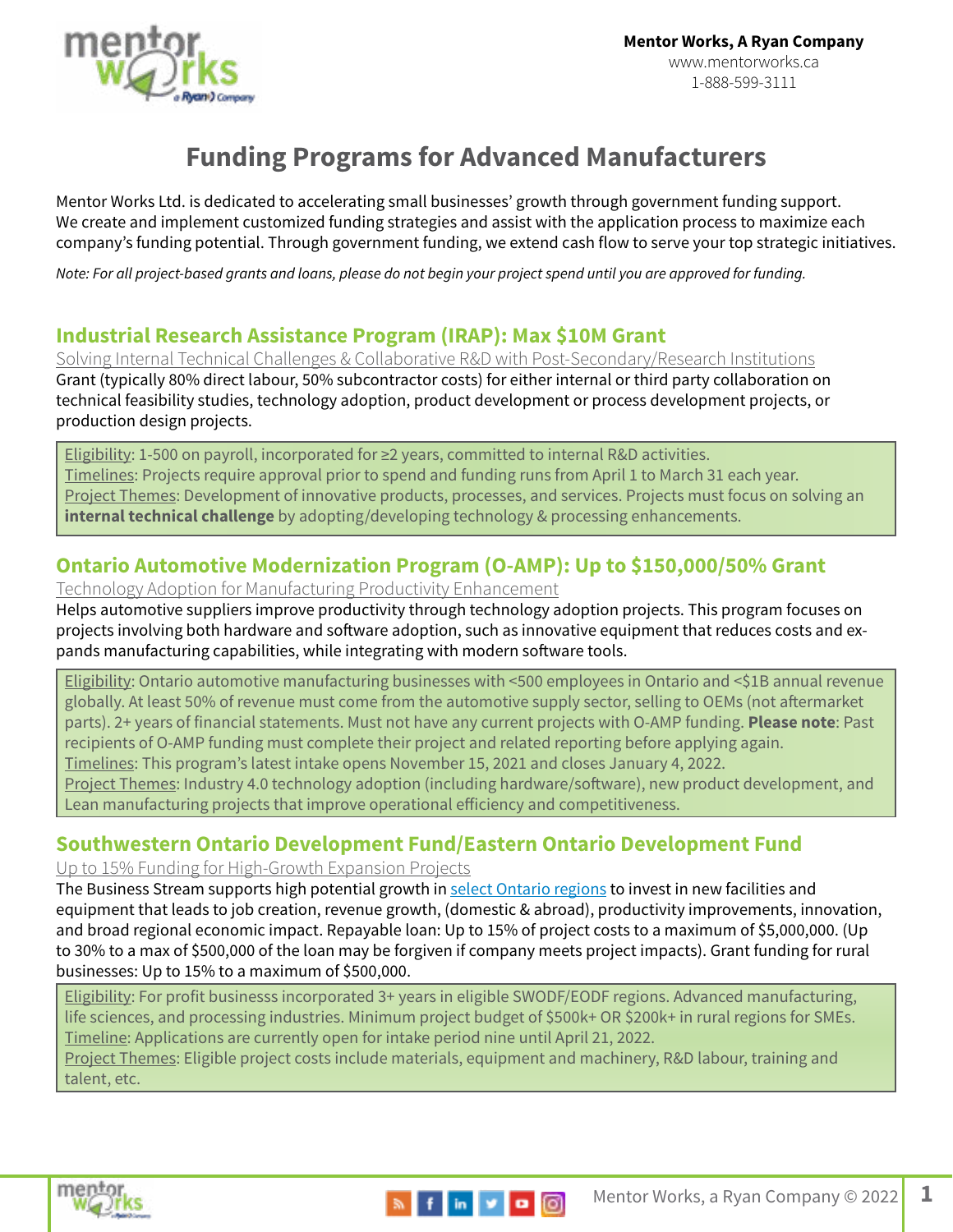**Mentor Works, A Ryan Company**
www.mentorworks.ca
1-888-599-3111

# Funding Programs for Advanced Manufacturers

Mentor Works Ltd. is dedicated to accelerating small businesses' growth through government funding support. We create and implement customized funding strategies and assist with the application process to maximize each company's funding potential. Through government funding, we extend cash flow to serve your top strategic initiatives.

*Note: For all project-based grants and loans, please do not begin your project spend until you are approved for funding.*

## Industrial Research Assistance Program (IRAP): Max $10M Grant

Solving Internal Technical Challenges & Collaborative R&D with Post-Secondary/Research Institutions

Grant (typically 80% direct labour, 50% subcontractor costs) for either internal or third party collaboration on technical feasibility studies, technology adoption, product development or process development projects, or production design projects.

Eligibility: 1-500 on payroll, incorporated for ≥2 years, committed to internal R&D activities.
Timelines: Projects require approval prior to spend and funding runs from April 1 to March 31 each year.
Project Themes: Development of innovative products, processes, and services. Projects must focus on solving an **internal technical challenge** by adopting/developing technology & processing enhancements.

## Ontario Automotive Modernization Program (O-AMP): Up to $150,000/50% Grant

Technology Adoption for Manufacturing Productivity Enhancement

Helps automotive suppliers improve productivity through technology adoption projects. This program focuses on projects involving both hardware and software adoption, such as innovative equipment that reduces costs and expands manufacturing capabilities, while integrating with modern software tools.

Eligibility: Ontario automotive manufacturing businesses with <500 employees in Ontario and <$1B annual revenue globally. At least 50% of revenue must come from the automotive supply sector, selling to OEMs (not aftermarket parts). 2+ years of financial statements. Must not have any current projects with O-AMP funding. **Please note**: Past recipients of O-AMP funding must complete their project and related reporting before applying again.
Timelines: This program's latest intake opens November 15, 2021 and closes January 4, 2022.
Project Themes: Industry 4.0 technology adoption (including hardware/software), new product development, and Lean manufacturing projects that improve operational efficiency and competitiveness.

## Southwestern Ontario Development Fund/Eastern Ontario Development Fund

Up to 15% Funding for High-Growth Expansion Projects

The Business Stream supports high potential growth in select Ontario regions to invest in new facilities and equipment that leads to job creation, revenue growth, (domestic & abroad), productivity improvements, innovation, and broad regional economic impact. Repayable loan: Up to 15% of project costs to a maximum of $5,000,000. (Up to 30% to a max of $500,000 of the loan may be forgiven if company meets project impacts). Grant funding for rural businesses: Up to 15% to a maximum of $500,000.

Eligibility: For profit businesss incorporated 3+ years in eligible SWODF/EODF regions. Advanced manufacturing, life sciences, and processing industries. Minimum project budget of $500k+ OR $200k+ in rural regions for SMEs.
Timeline: Applications are currently open for intake period nine until April 21, 2022.
Project Themes: Eligible project costs include materials, equipment and machinery, R&D labour, training and talent, etc.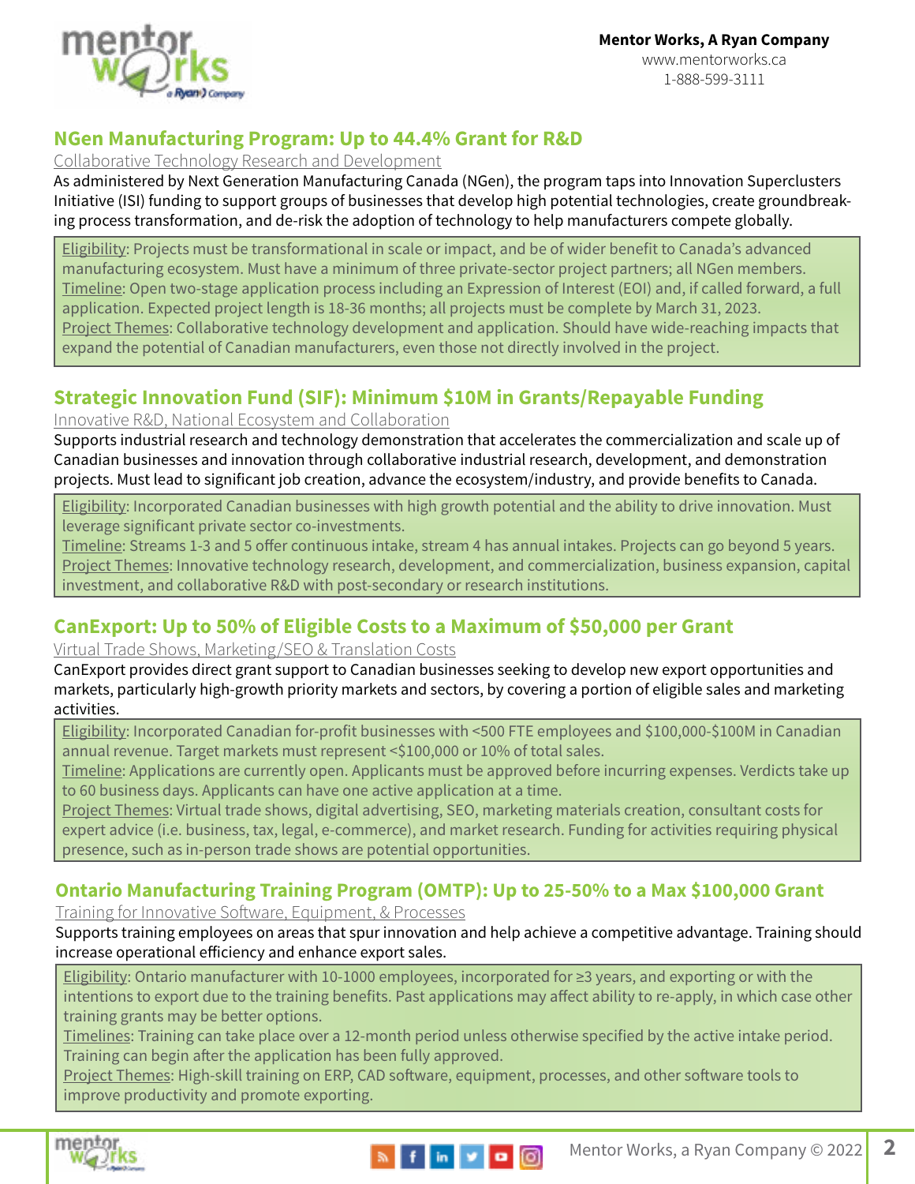## NGen Manufacturing Program: Up to 44.4% Grant for R&D

Collaborative Technology Research and Development

As administered by Next Generation Manufacturing Canada (NGen), the program taps into Innovation Superclusters Initiative (ISI) funding to support groups of businesses that develop high potential technologies, create groundbreaking process transformation, and de-risk the adoption of technology to help manufacturers compete globally.

Eligibility: Projects must be transformational in scale or impact, and be of wider benefit to Canada's advanced manufacturing ecosystem. Must have a minimum of three private-sector project partners; all NGen members.
Timeline: Open two-stage application process including an Expression of Interest (EOI) and, if called forward, a full application. Expected project length is 18-36 months; all projects must be complete by March 31, 2023.
Project Themes: Collaborative technology development and application. Should have wide-reaching impacts that expand the potential of Canadian manufacturers, even those not directly involved in the project.

## Strategic Innovation Fund (SIF): Minimum $10M in Grants/Repayable Funding

Innovative R&D, National Ecosystem and Collaboration

Supports industrial research and technology demonstration that accelerates the commercialization and scale up of Canadian businesses and innovation through collaborative industrial research, development, and demonstration projects. Must lead to significant job creation, advance the ecosystem/industry, and provide benefits to Canada.

Eligibility: Incorporated Canadian businesses with high growth potential and the ability to drive innovation. Must leverage significant private sector co-investments.
Timeline: Streams 1-3 and 5 offer continuous intake, stream 4 has annual intakes. Projects can go beyond 5 years.
Project Themes: Innovative technology research, development, and commercialization, business expansion, capital investment, and collaborative R&D with post-secondary or research institutions.

## CanExport: Up to 50% of Eligible Costs to a Maximum of $50,000 per Grant

Virtual Trade Shows, Marketing/SEO & Translation Costs

CanExport provides direct grant support to Canadian businesses seeking to develop new export opportunities and markets, particularly high-growth priority markets and sectors, by covering a portion of eligible sales and marketing activities.

Eligibility: Incorporated Canadian for-profit businesses with <500 FTE employees and $100,000-$100M in Canadian annual revenue. Target markets must represent <$100,000 or 10% of total sales.
Timeline: Applications are currently open. Applicants must be approved before incurring expenses. Verdicts take up to 60 business days. Applicants can have one active application at a time.
Project Themes: Virtual trade shows, digital advertising, SEO, marketing materials creation, consultant costs for expert advice (i.e. business, tax, legal, e-commerce), and market research. Funding for activities requiring physical presence, such as in-person trade shows are potential opportunities.

## Ontario Manufacturing Training Program (OMTP): Up to 25-50% to a Max $100,000 Grant

Training for Innovative Software, Equipment, & Processes

Supports training employees on areas that spur innovation and help achieve a competitive advantage. Training should increase operational efficiency and enhance export sales.

Eligibility: Ontario manufacturer with 10-1000 employees, incorporated for ≥3 years, and exporting or with the intentions to export due to the training benefits. Past applications may affect ability to re-apply, in which case other training grants may be better options.
Timelines: Training can take place over a 12-month period unless otherwise specified by the active intake period. Training can begin after the application has been fully approved.
Project Themes: High-skill training on ERP, CAD software, equipment, processes, and other software tools to improve productivity and promote exporting.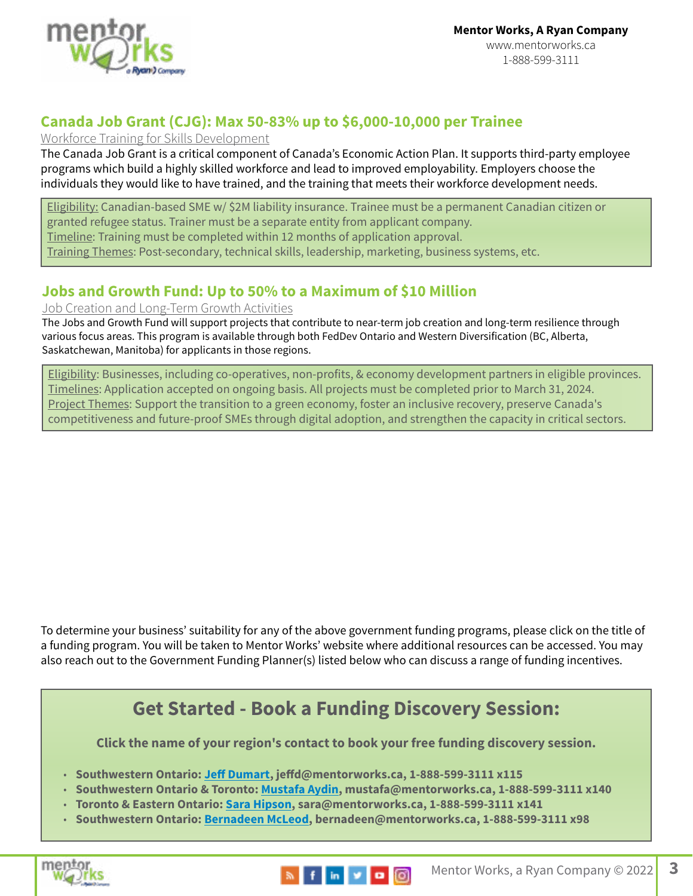## Canada Job Grant (CJG): Max 50-83% up to $6,000-10,000 per Trainee

Workforce Training for Skills Development

The Canada Job Grant is a critical component of Canada's Economic Action Plan. It supports third-party employee programs which build a highly skilled workforce and lead to improved employability. Employers choose the individuals they would like to have trained, and the training that meets their workforce development needs.

Eligibility: Canadian-based SME w/ $2M liability insurance. Trainee must be a permanent Canadian citizen or granted refugee status. Trainer must be a separate entity from applicant company.
Timeline: Training must be completed within 12 months of application approval.
Training Themes: Post-secondary, technical skills, leadership, marketing, business systems, etc.

## Jobs and Growth Fund: Up to 50% to a Maximum of $10 Million

Job Creation and Long-Term Growth Activities

The Jobs and Growth Fund will support projects that contribute to near-term job creation and long-term resilience through various focus areas. This program is available through both FedDev Ontario and Western Diversification (BC, Alberta, Saskatchewan, Manitoba) for applicants in those regions.

Eligibility: Businesses, including co-operatives, non-profits, & economy development partners in eligible provinces.
Timelines: Application accepted on ongoing basis. All projects must be completed prior to March 31, 2024.
Project Themes: Support the transition to a green economy, foster an inclusive recovery, preserve Canada's competitiveness and future-proof SMEs through digital adoption, and strengthen the capacity in critical sectors.

To determine your business' suitability for any of the above government funding programs, please click on the title of a funding program. You will be taken to Mentor Works' website where additional resources can be accessed. You may also reach out to the Government Funding Planner(s) listed below who can discuss a range of funding incentives.

## Get Started - Book a Funding Discovery Session:

**Click the name of your region's contact to book your free funding discovery session.**

- **Southwestern Ontario: Jeff Dumart, jeffd@mentorworks.ca, 1-888-599-3111 x115**
- **Southwestern Ontario & Toronto: Mustafa Aydin, mustafa@mentorworks.ca, 1-888-599-3111 x140**
- **Toronto & Eastern Ontario: Sara Hipson, sara@mentorworks.ca, 1-888-599-3111 x141**
- **Southwestern Ontario: Bernadeen McLeod, bernadeen@mentorworks.ca, 1-888-599-3111 x98**